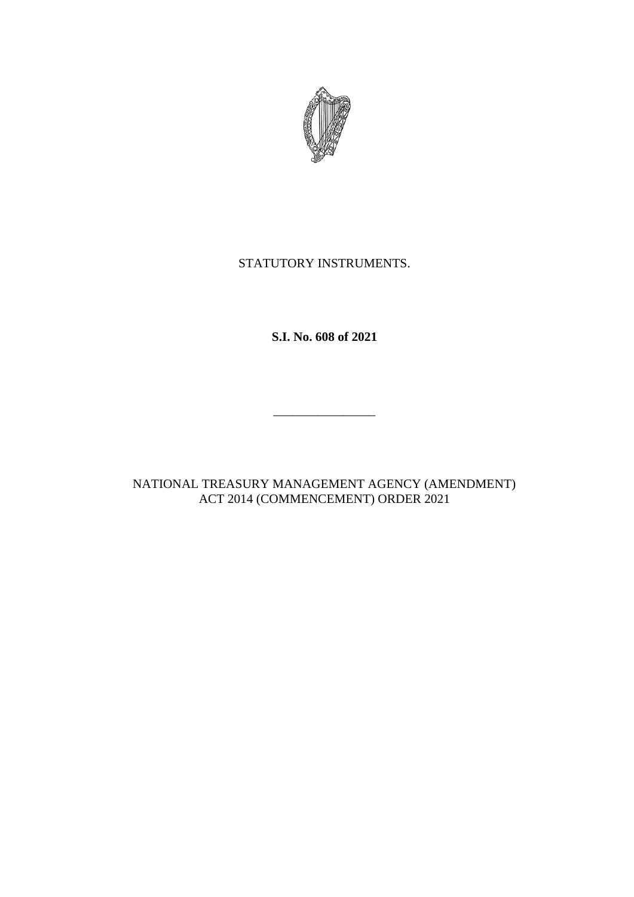STATUTORY INSTRUMENTS.

**S.I. No. 608 of 2021**

---

NATIONAL TREASURY MANAGEMENT AGENCY (AMENDMENT) ACT 2014 (COMMENCEMENT) ORDER 2021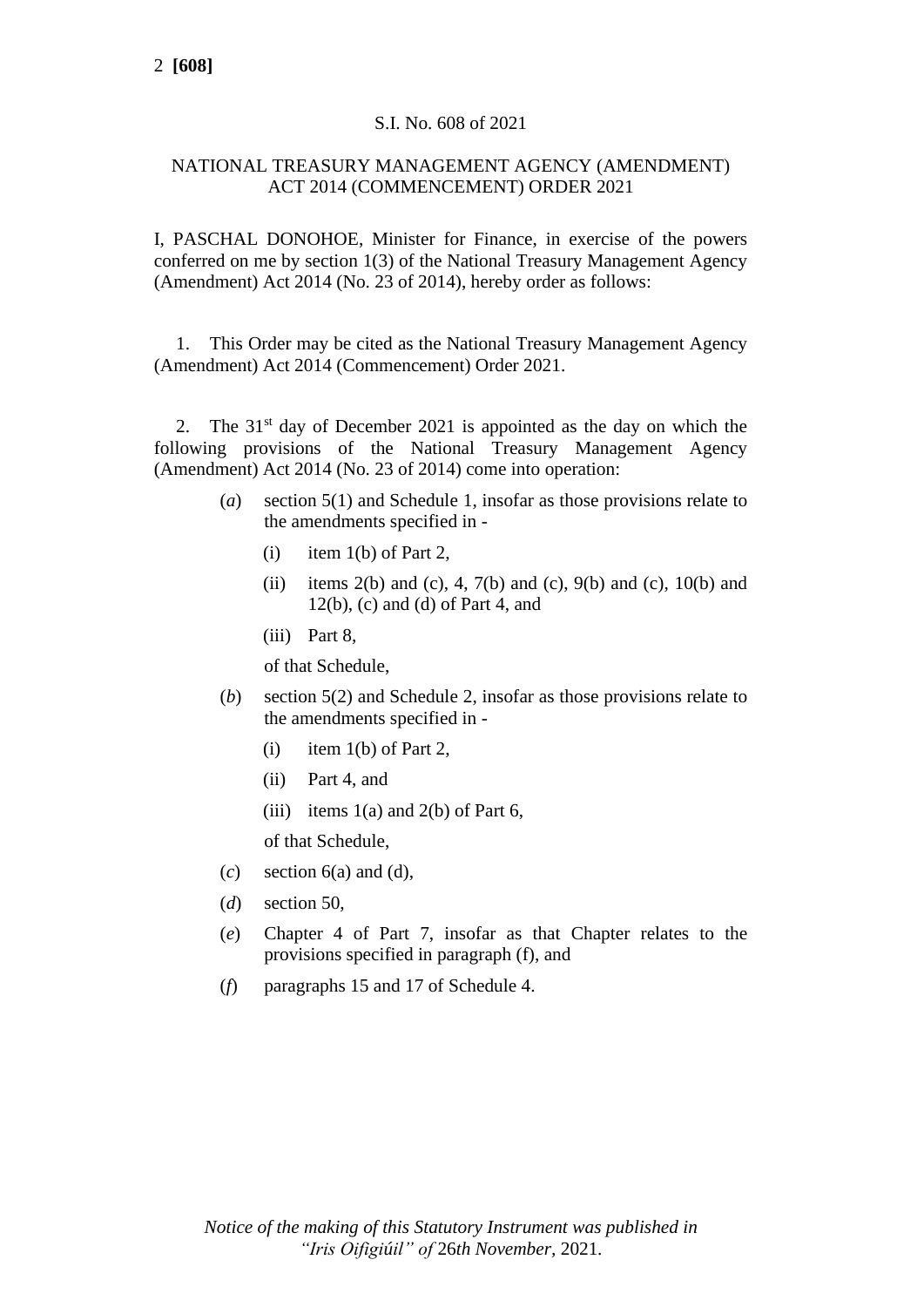S.I. No. 608 of 2021

NATIONAL TREASURY MANAGEMENT AGENCY (AMENDMENT) ACT 2014 (COMMENCEMENT) ORDER 2021

I, PASCHAL DONOHOE, Minister for Finance, in exercise of the powers conferred on me by section 1(3) of the National Treasury Management Agency (Amendment) Act 2014 (No. 23 of 2014), hereby order as follows:

1. This Order may be cited as the National Treasury Management Agency (Amendment) Act 2014 (Commencement) Order 2021.

2. The 31st day of December 2021 is appointed as the day on which the following provisions of the National Treasury Management Agency (Amendment) Act 2014 (No. 23 of 2014) come into operation:

(*a*) section 5(1) and Schedule 1, insofar as those provisions relate to the amendments specified in -

(i) item 1(b) of Part 2,

(ii) items 2(b) and (c), 4, 7(b) and (c), 9(b) and (c), 10(b) and 12(b), (c) and (d) of Part 4, and

(iii) Part 8,

of that Schedule,

(*b*) section 5(2) and Schedule 2, insofar as those provisions relate to the amendments specified in -

(i) item 1(b) of Part 2,

(ii) Part 4, and

(iii) items 1(a) and 2(b) of Part 6,

of that Schedule,

(*c*) section 6(a) and (d),

(*d*) section 50,

(*e*) Chapter 4 of Part 7, insofar as that Chapter relates to the provisions specified in paragraph (f), and

(*f*) paragraphs 15 and 17 of Schedule 4.

*Notice of the making of this Statutory Instrument was published in "Iris Oifigiúil" of 26th November, 2021.*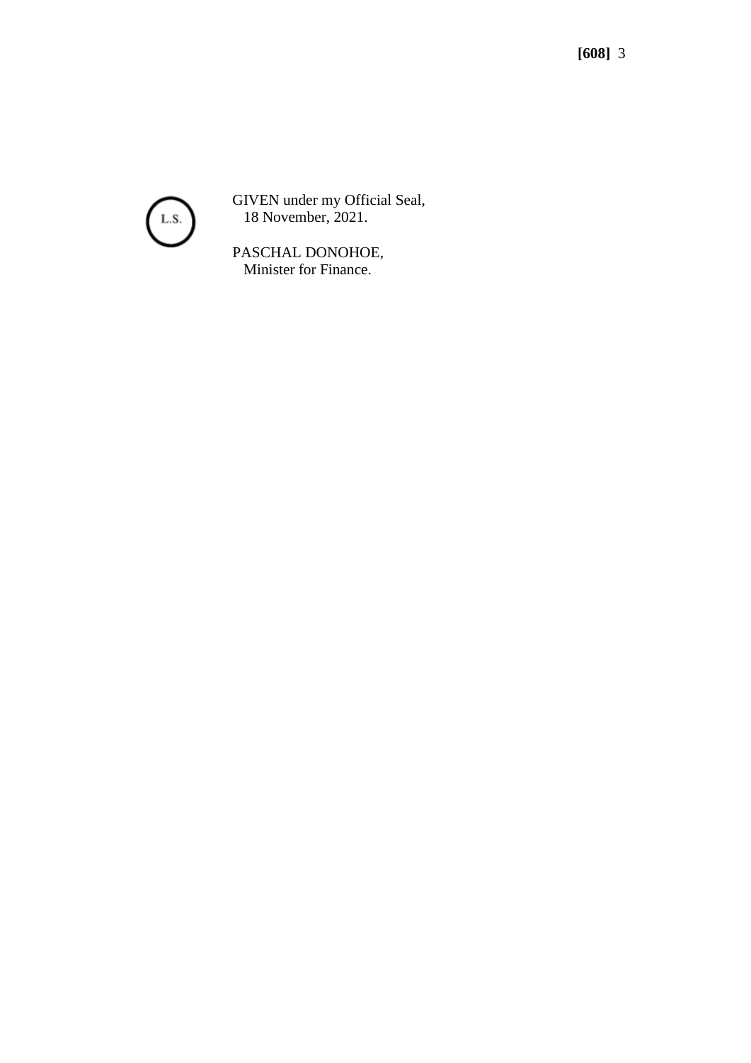L.S.

GIVEN under my Official Seal,
18 November, 2021.

PASCHAL DONOHOE,
Minister for Finance.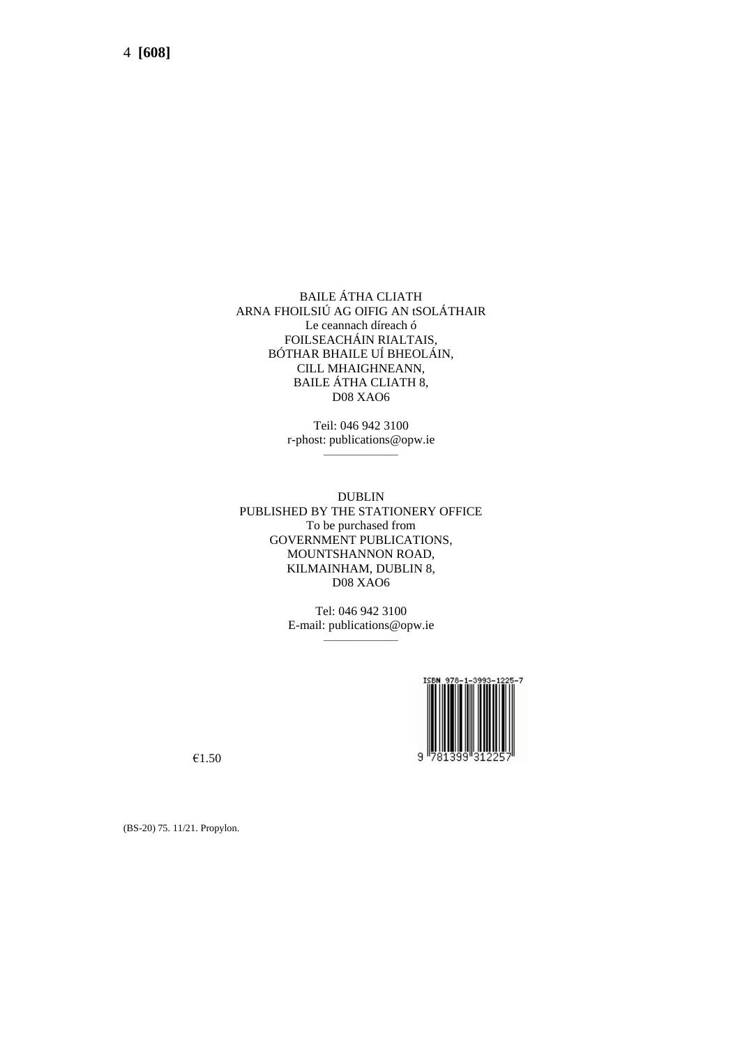**[608]**

BAILE ÁTHA CLIATH
ARNA FHOILSIÚ AG OIFIG AN tSOLÁTHAIR
Le ceannach díreach ó
FOILSEACHÁIN RIALTAIS,
BÓTHAR BHAILE UÍ BHEOLÁIN,
CILL MHAIGHNEANN,
BAILE ÁTHA CLIATH 8,
D08 XAO6

Teil: 046 942 3100
r-phost: publications@opw.ie

---

DUBLIN
PUBLISHED BY THE STATIONERY OFFICE
To be purchased from
GOVERNMENT PUBLICATIONS,
MOUNTSHANNON ROAD,
KILMAINHAM, DUBLIN 8,
D08 XAO6

Tel: 046 942 3100
E-mail: publications@opw.ie

---

ISBN 978-1-3993-1225-7

9 781399 312257

€1.50

(BS-20) 75. 11/21. Propylon.